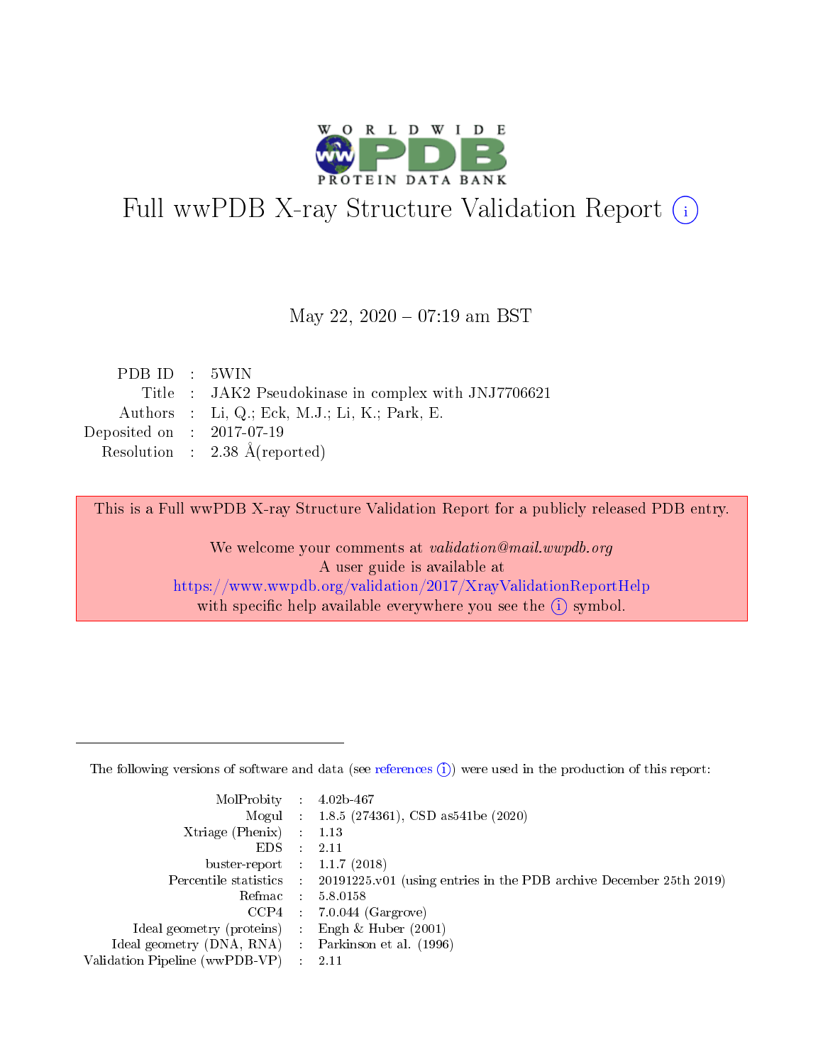# Full wwPDB X-ray Structure Validation Report (i)

May 22, 2020 – 07:19 am BST

| | | |
|---|---|---|
| PDB ID | : | 5WIN |
| Title | : | JAK2 Pseudokinase in complex with JNJ7706621 |
| Authors | : | Li, Q.; Eck, M.J.; Li, K.; Park, E. |
| Deposited on | : | 2017-07-19 |
| Resolution | : | 2.38 Å(reported) |

This is a Full wwPDB X-ray Structure Validation Report for a publicly released PDB entry.

We welcome your comments at *validation@mail.wwpdb.org*
A user guide is available at
https://www.wwpdb.org/validation/2017/XrayValidationReportHelp
with specific help available everywhere you see the (i) symbol.

---

The following versions of software and data (see references (i)) were used in the production of this report:

| | | |
|---|---|---|
| MolProbity | : | 4.02b-467 |
| Mogul | : | 1.8.5 (274361), CSD as541be (2020) |
| Xtriage (Phenix) | : | 1.13 |
| EDS | : | 2.11 |
| buster-report | : | 1.1.7 (2018) |
| Percentile statistics | : | 20191225.v01 (using entries in the PDB archive December 25th 2019) |
| Refmac | : | 5.8.0158 |
| CCP4 | : | 7.0.044 (Gargrove) |
| Ideal geometry (proteins) | : | Engh & Huber (2001) |
| Ideal geometry (DNA, RNA) | : | Parkinson et al. (1996) |
| Validation Pipeline (wwPDB-VP) | : | 2.11 |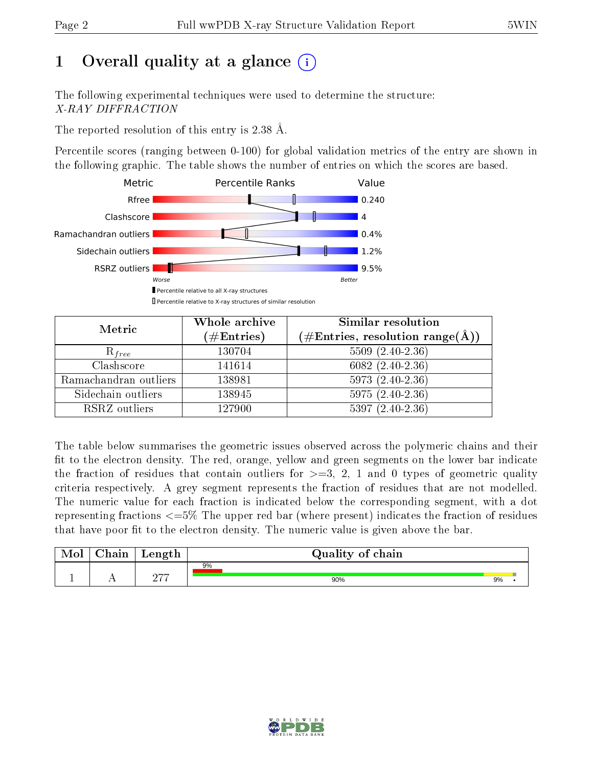# 1 Overall quality at a glance (i)

The following experimental techniques were used to determine the structure:
*X-RAY DIFFRACTION*

The reported resolution of this entry is 2.38 Å.

Percentile scores (ranging between 0-100) for global validation metrics of the entry are shown in the following graphic. The table shows the number of entries on which the scores are based.

| Metric | Value |
|---|---|
| Rfree | 0.240 |
| Clashscore | 4 |
| Ramachandran outliers | 0.4% |
| Sidechain outliers | 1.2% |
| RSRZ outliers | 9.5% |

Worse — Better

▮ Percentile relative to all X-ray structures
▯ Percentile relative to X-ray structures of similar resolution

| Metric | Whole archive (#Entries) | Similar resolution (#Entries, resolution range(Å)) |
|---|---|---|
| $R_{free}$ | 130704 | 5509 (2.40-2.36) |
| Clashscore | 141614 | 6082 (2.40-2.36) |
| Ramachandran outliers | 138981 | 5973 (2.40-2.36) |
| Sidechain outliers | 138945 | 5975 (2.40-2.36) |
| RSRZ outliers | 127900 | 5397 (2.40-2.36) |

The table below summarises the geometric issues observed across the polymeric chains and their fit to the electron density. The red, orange, yellow and green segments on the lower bar indicate the fraction of residues that contain outliers for >=3, 2, 1 and 0 types of geometric quality criteria respectively. A grey segment represents the fraction of residues that are not modelled. The numeric value for each fraction is indicated below the corresponding segment, with a dot representing fractions <=5% The upper red bar (where present) indicates the fraction of residues that have poor fit to the electron density. The numeric value is given above the bar.

| Mol | Chain | Length | Quality of chain |
|---|---|---|---|
| 1 | A | 277 | 9% (poor fit); 90% green, 9% yellow, • grey |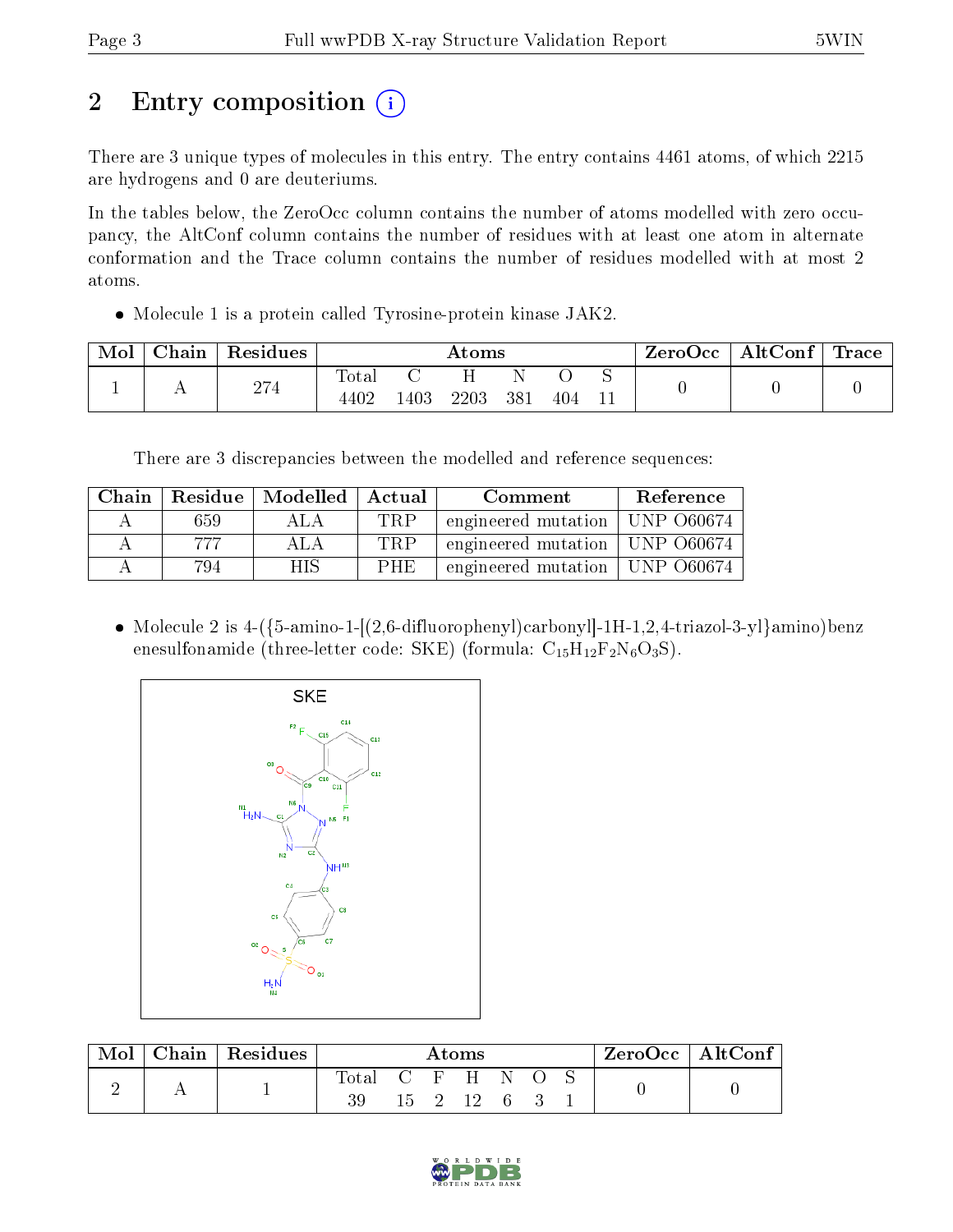# 2 Entry composition (i)

There are 3 unique types of molecules in this entry. The entry contains 4461 atoms, of which 2215 are hydrogens and 0 are deuteriums.

In the tables below, the ZeroOcc column contains the number of atoms modelled with zero occupancy, the AltConf column contains the number of residues with at least one atom in alternate conformation and the Trace column contains the number of residues modelled with at most 2 atoms.

- Molecule 1 is a protein called Tyrosine-protein kinase JAK2.

| Mol | Chain | Residues | Atoms | | | | | | ZeroOcc | AltConf | Trace |
|---|---|---|---|---|---|---|---|---|---|---|---|
| | | | Total | C | H | N | O | S | | | |
| 1 | A | 274 | 4402 | 1403 | 2203 | 381 | 404 | 11 | 0 | 0 | 0 |

There are 3 discrepancies between the modelled and reference sequences:

| Chain | Residue | Modelled | Actual | Comment | Reference |
|---|---|---|---|---|---|
| A | 659 | ALA | TRP | engineered mutation | UNP O60674 |
| A | 777 | ALA | TRP | engineered mutation | UNP O60674 |
| A | 794 | HIS | PHE | engineered mutation | UNP O60674 |

- Molecule 2 is 4-({5-amino-1-[(2,6-difluorophenyl)carbonyl]-1H-1,2,4-triazol-3-yl}amino)benzenesulfonamide (three-letter code: SKE) (formula: $C_{15}H_{12}F_2N_6O_3S$).

| Mol | Chain | Residues | Atoms | | | | | | | ZeroOcc | AltConf |
|---|---|---|---|---|---|---|---|---|---|---|---|
| | | | Total | C | F | H | N | O | S | | |
| 2 | A | 1 | 39 | 15 | 2 | 12 | 6 | 3 | 1 | 0 | 0 |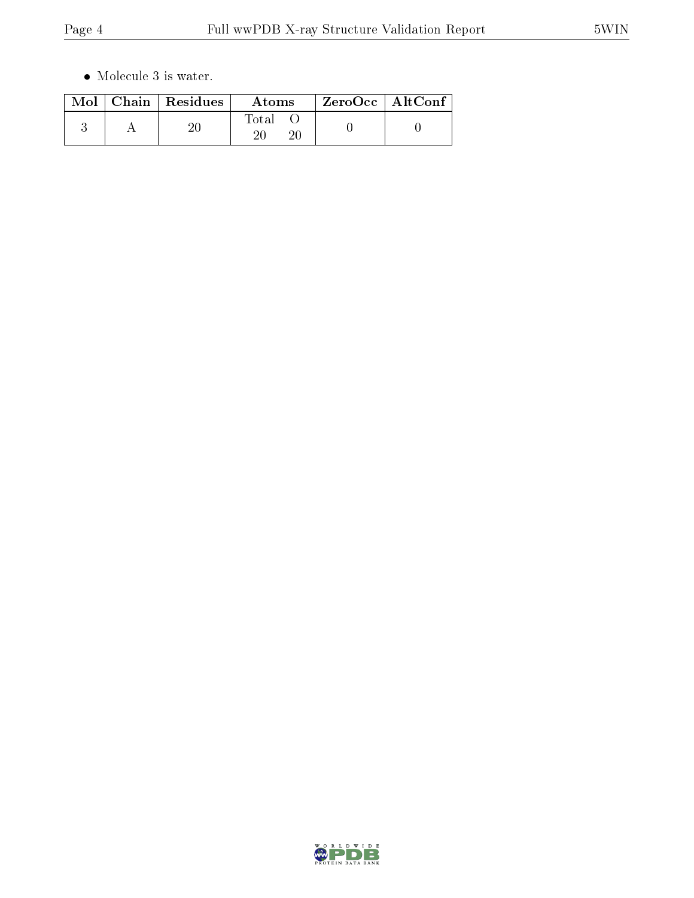- Molecule 3 is water.

| Mol | Chain | Residues | Atoms | | ZeroOcc | AltConf |
|---|---|---|---|---|---|---|
| | | | Total | O | | |
| 3 | A | 20 | 20 | 20 | 0 | 0 |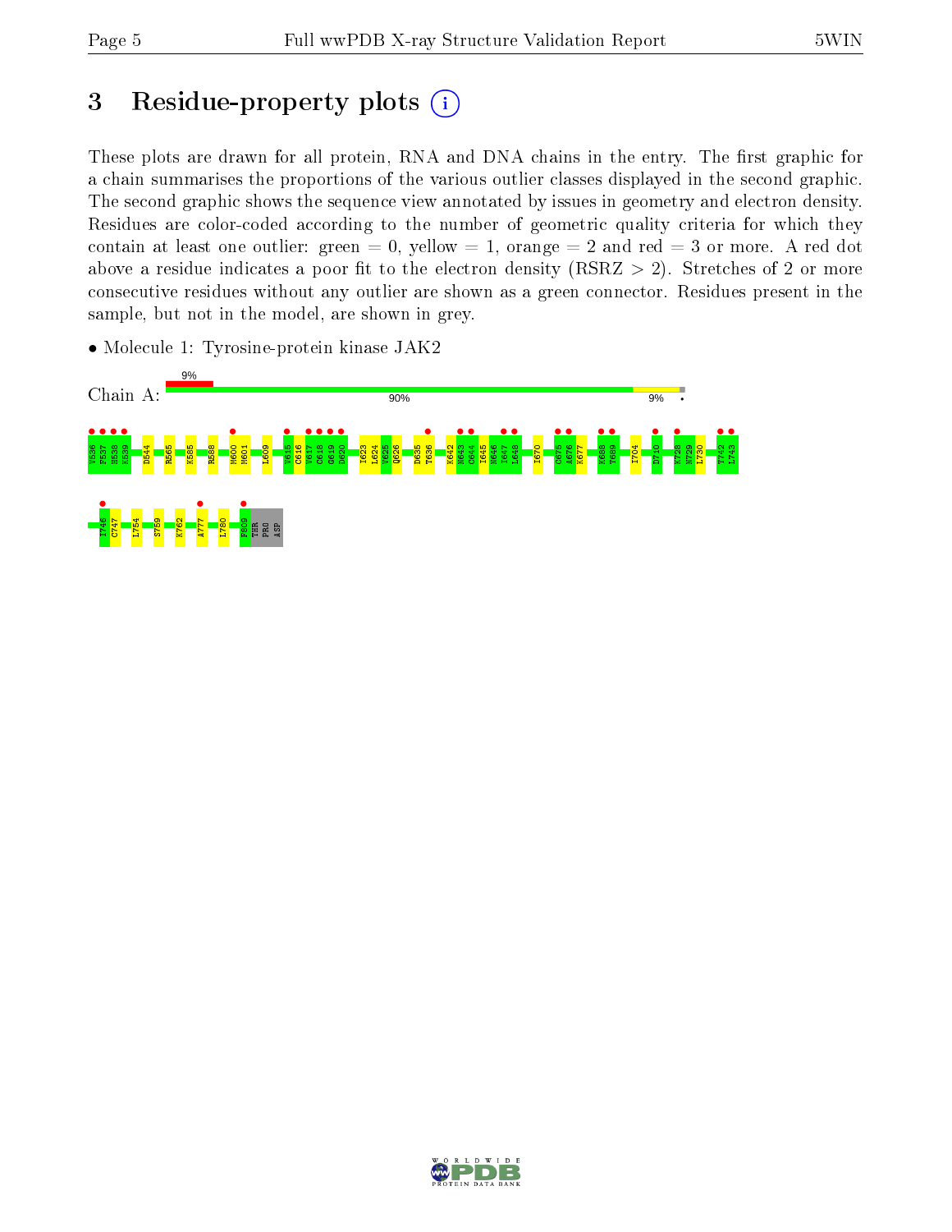# 3 Residue-property plots

These plots are drawn for all protein, RNA and DNA chains in the entry. The first graphic for a chain summarises the proportions of the various outlier classes displayed in the second graphic. The second graphic shows the sequence view annotated by issues in geometry and electron density. Residues are color-coded according to the number of geometric quality criteria for which they contain at least one outlier: green = 0, yellow = 1, orange = 2 and red = 3 or more. A red dot above a residue indicates a poor fit to the electron density (RSRZ > 2). Stretches of 2 or more consecutive residues without any outlier are shown as a green connector. Residues present in the sample, but not in the model, are shown in grey.

- Molecule 1: Tyrosine-protein kinase JAK2

Chain A: 9% | 90% | 9%

V536 F537 H538 K539 D544 R565 K585 R588 M600 M601 L609 V615 C616 V617 C618 G619 D620 I623 L624 V625 Q626 D635 T636 K642 N643 C644 I645 N646 I647 L648 I670 C675 A676 K677 K688 T689 I704 D710 K728 N729 L730 T742 L743 I746 C747 L754 S759 K762 A777 L780 F809 THR PRO ASP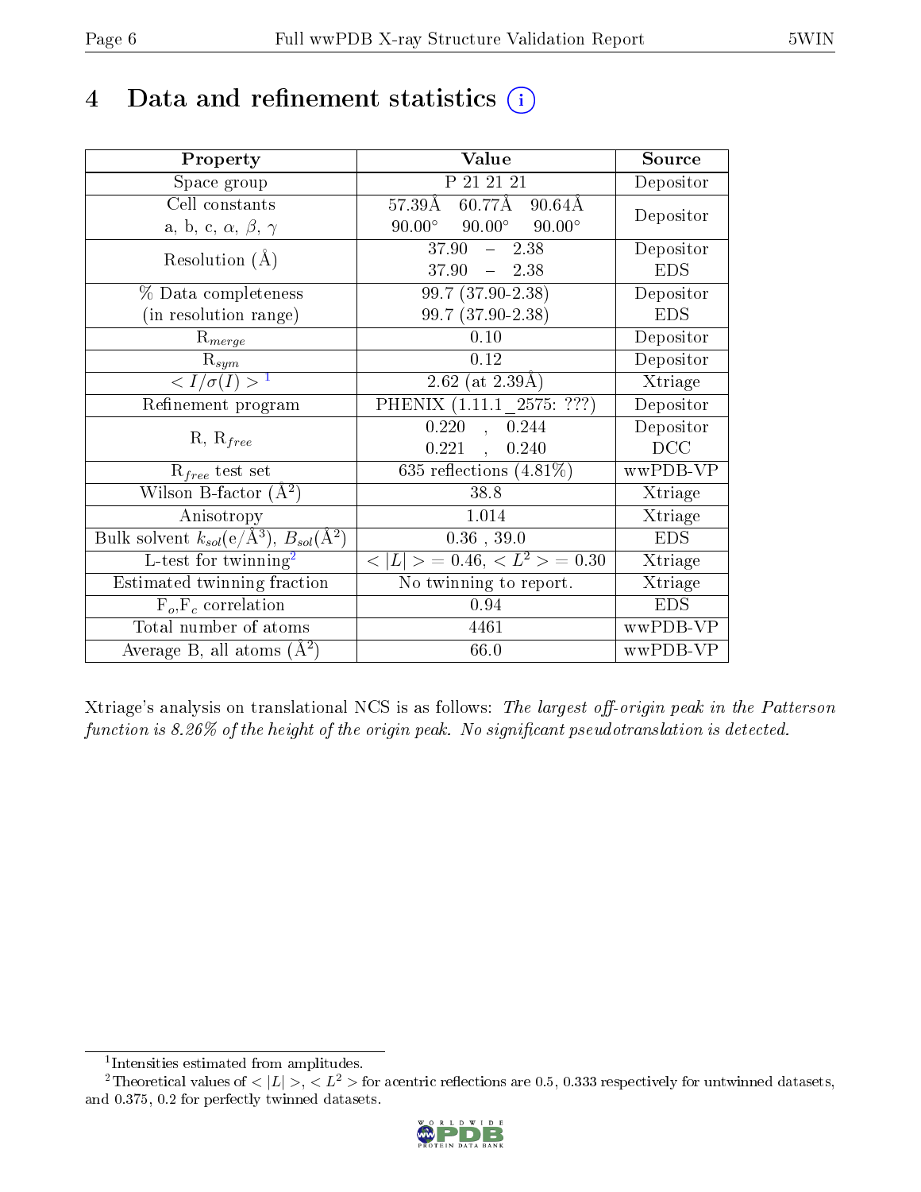# 4 Data and refinement statistics (i)

| Property | Value | Source |
|---|---|---|
| Space group | P 21 21 21 | Depositor |
| Cell constants<br>a, b, c, $\alpha$, $\beta$, $\gamma$ | 57.39Å 60.77Å 90.64Å<br>90.00° 90.00° 90.00° | Depositor |
| Resolution (Å) | 37.90 – 2.38<br>37.90 – 2.38 | Depositor<br>EDS |
| % Data completeness<br>(in resolution range) | 99.7 (37.90-2.38)<br>99.7 (37.90-2.38) | Depositor<br>EDS |
| $R_{merge}$ | 0.10 | Depositor |
| $R_{sym}$ | 0.12 | Depositor |
| $< I/\sigma(I) >$ [1] | 2.62 (at 2.39Å) | Xtriage |
| Refinement program | PHENIX (1.11.1_2575: ???) | Depositor |
| R, $R_{free}$ | 0.220 , 0.244<br>0.221 , 0.240 | Depositor<br>DCC |
| $R_{free}$ test set | 635 reflections (4.81%) | wwPDB-VP |
| Wilson B-factor (Å$^2$) | 38.8 | Xtriage |
| Anisotropy | 1.014 | Xtriage |
| Bulk solvent $k_{sol}$(e/Å$^3$), $B_{sol}$(Å$^2$) | 0.36 , 39.0 | EDS |
| L-test for twinning[2] | $< \|L\| >$ = 0.46, $< L^2 >$ = 0.30 | Xtriage |
| Estimated twinning fraction | No twinning to report. | Xtriage |
| $F_o$,$F_c$ correlation | 0.94 | EDS |
| Total number of atoms | 4461 | wwPDB-VP |
| Average B, all atoms (Å$^2$) | 66.0 | wwPDB-VP |

Xtriage's analysis on translational NCS is as follows: *The largest off-origin peak in the Patterson function is 8.26% of the height of the origin peak. No significant pseudotranslation is detected.*

[1] Intensities estimated from amplitudes.

[2] Theoretical values of $< |L| >$, $< L^2 >$ for acentric reflections are 0.5, 0.333 respectively for untwinned datasets, and 0.375, 0.2 for perfectly twinned datasets.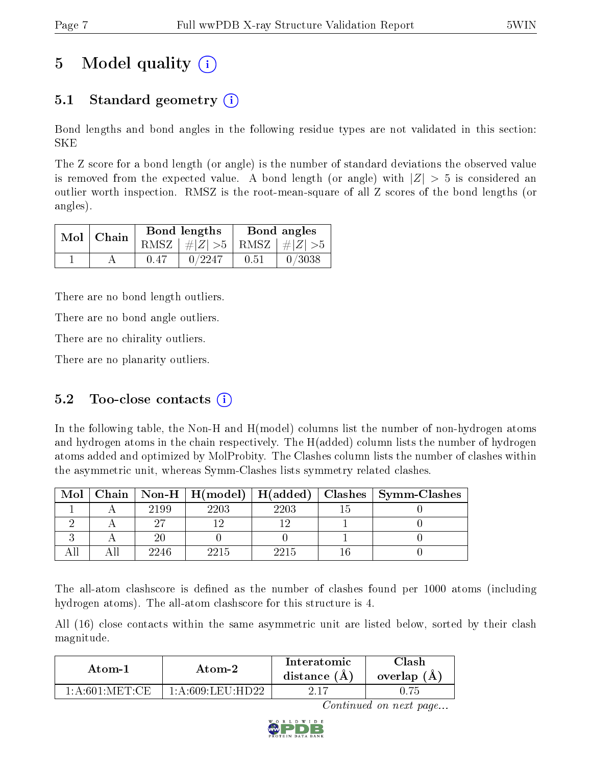# 5 Model quality (i)

## 5.1 Standard geometry (i)

Bond lengths and bond angles in the following residue types are not validated in this section: SKE

The Z score for a bond length (or angle) is the number of standard deviations the observed value is removed from the expected value. A bond length (or angle) with $|Z| > 5$ is considered an outlier worth inspection. RMSZ is the root-mean-square of all Z scores of the bond lengths (or angles).

| Mol | Chain | Bond lengths | | Bond angles | |
|---|---|---|---|---|---|
| | | RMSZ | $\#|Z| > 5$ | RMSZ | $\#|Z| > 5$ |
| 1 | A | 0.47 | 0/2247 | 0.51 | 0/3038 |

There are no bond length outliers.

There are no bond angle outliers.

There are no chirality outliers.

There are no planarity outliers.

## 5.2 Too-close contacts (i)

In the following table, the Non-H and H(model) columns list the number of non-hydrogen atoms and hydrogen atoms in the chain respectively. The H(added) column lists the number of hydrogen atoms added and optimized by MolProbity. The Clashes column lists the number of clashes within the asymmetric unit, whereas Symm-Clashes lists symmetry related clashes.

| Mol | Chain | Non-H | H(model) | H(added) | Clashes | Symm-Clashes |
|---|---|---|---|---|---|---|
| 1 | A | 2199 | 2203 | 2203 | 15 | 0 |
| 2 | A | 27 | 12 | 12 | 1 | 0 |
| 3 | A | 20 | 0 | 0 | 1 | 0 |
| All | All | 2246 | 2215 | 2215 | 16 | 0 |

The all-atom clashscore is defined as the number of clashes found per 1000 atoms (including hydrogen atoms). The all-atom clashscore for this structure is 4.

All (16) close contacts within the same asymmetric unit are listed below, sorted by their clash magnitude.

| Atom-1 | Atom-2 | Interatomic distance (Å) | Clash overlap (Å) |
|---|---|---|---|
| 1:A:601:MET:CE | 1:A:609:LEU:HD22 | 2.17 | 0.75 |

*Continued on next page...*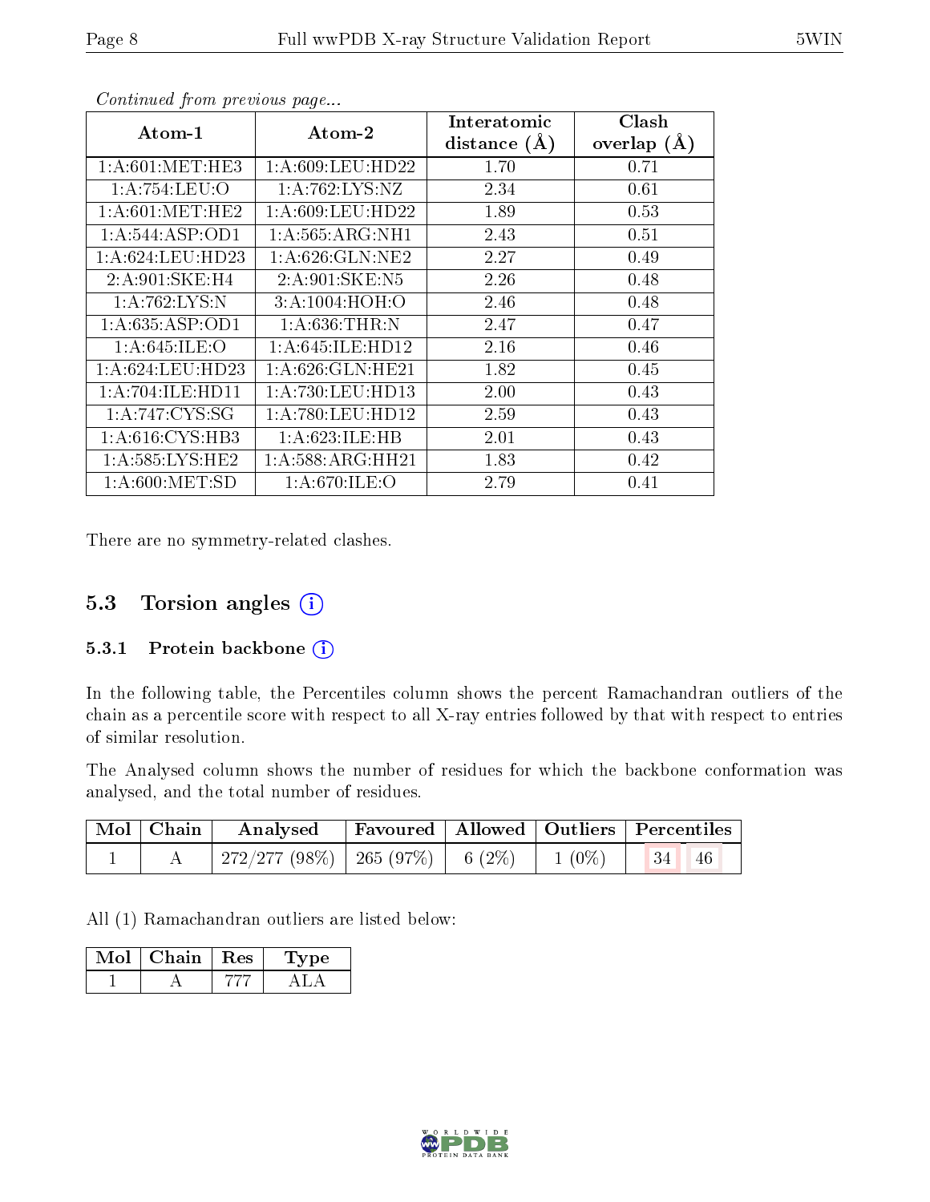*Continued from previous page...*

| Atom-1 | Atom-2 | Interatomic distance (Å) | Clash overlap (Å) |
|---|---|---|---|
| 1:A:601:MET:HE3 | 1:A:609:LEU:HD22 | 1.70 | 0.71 |
| 1:A:754:LEU:O | 1:A:762:LYS:NZ | 2.34 | 0.61 |
| 1:A:601:MET:HE2 | 1:A:609:LEU:HD22 | 1.89 | 0.53 |
| 1:A:544:ASP:OD1 | 1:A:565:ARG:NH1 | 2.43 | 0.51 |
| 1:A:624:LEU:HD23 | 1:A:626:GLN:NE2 | 2.27 | 0.49 |
| 2:A:901:SKE:H4 | 2:A:901:SKE:N5 | 2.26 | 0.48 |
| 1:A:762:LYS:N | 3:A:1004:HOH:O | 2.46 | 0.48 |
| 1:A:635:ASP:OD1 | 1:A:636:THR:N | 2.47 | 0.47 |
| 1:A:645:ILE:O | 1:A:645:ILE:HD12 | 2.16 | 0.46 |
| 1:A:624:LEU:HD23 | 1:A:626:GLN:HE21 | 1.82 | 0.45 |
| 1:A:704:ILE:HD11 | 1:A:730:LEU:HD13 | 2.00 | 0.43 |
| 1:A:747:CYS:SG | 1:A:780:LEU:HD12 | 2.59 | 0.43 |
| 1:A:616:CYS:HB3 | 1:A:623:ILE:HB | 2.01 | 0.43 |
| 1:A:585:LYS:HE2 | 1:A:588:ARG:HH21 | 1.83 | 0.42 |
| 1:A:600:MET:SD | 1:A:670:ILE:O | 2.79 | 0.41 |

There are no symmetry-related clashes.

## 5.3 Torsion angles

### 5.3.1 Protein backbone

In the following table, the Percentiles column shows the percent Ramachandran outliers of the chain as a percentile score with respect to all X-ray entries followed by that with respect to entries of similar resolution.

The Analysed column shows the number of residues for which the backbone conformation was analysed, and the total number of residues.

| Mol | Chain | Analysed | Favoured | Allowed | Outliers | Percentiles | |
|---|---|---|---|---|---|---|---|
| 1 | A | 272/277 (98%) | 265 (97%) | 6 (2%) | 1 (0%) | 34 | 46 |

All (1) Ramachandran outliers are listed below:

| Mol | Chain | Res | Type |
|---|---|---|---|
| 1 | A | 777 | ALA |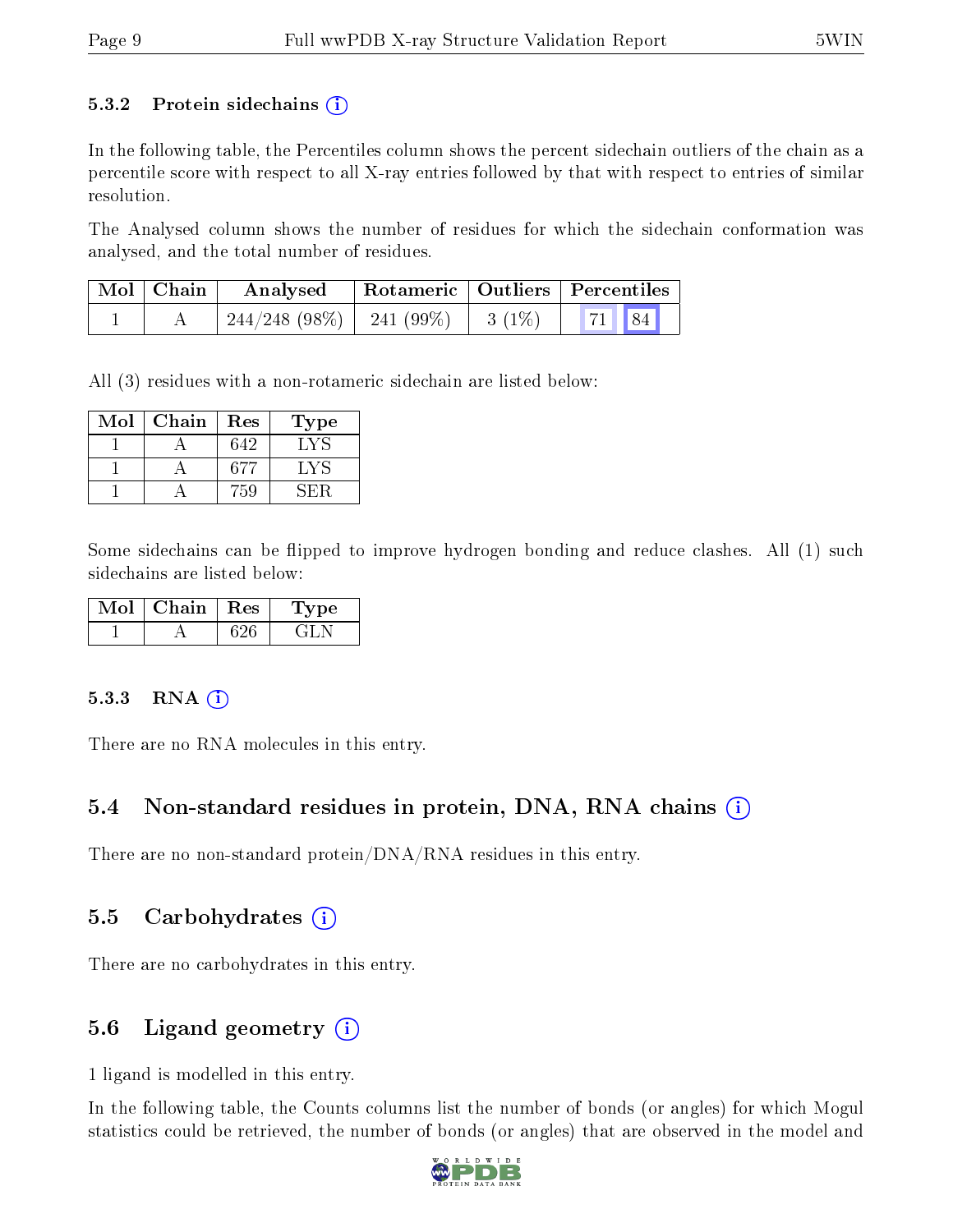### 5.3.2 Protein sidechains (i)

In the following table, the Percentiles column shows the percent sidechain outliers of the chain as a percentile score with respect to all X-ray entries followed by that with respect to entries of similar resolution.

The Analysed column shows the number of residues for which the sidechain conformation was analysed, and the total number of residues.

| Mol | Chain | Analysed | Rotameric | Outliers | Percentiles | |
|---|---|---|---|---|---|---|
| 1 | A | 244/248 (98%) | 241 (99%) | 3 (1%) | 71 | 84 |

All (3) residues with a non-rotameric sidechain are listed below:

| Mol | Chain | Res | Type |
|---|---|---|---|
| 1 | A | 642 | LYS |
| 1 | A | 677 | LYS |
| 1 | A | 759 | SER |

Some sidechains can be flipped to improve hydrogen bonding and reduce clashes. All (1) such sidechains are listed below:

| Mol | Chain | Res | Type |
|---|---|---|---|
| 1 | A | 626 | GLN |

### 5.3.3 RNA (i)

There are no RNA molecules in this entry.

## 5.4 Non-standard residues in protein, DNA, RNA chains (i)

There are no non-standard protein/DNA/RNA residues in this entry.

## 5.5 Carbohydrates (i)

There are no carbohydrates in this entry.

## 5.6 Ligand geometry (i)

1 ligand is modelled in this entry.

In the following table, the Counts columns list the number of bonds (or angles) for which Mogul statistics could be retrieved, the number of bonds (or angles) that are observed in the model and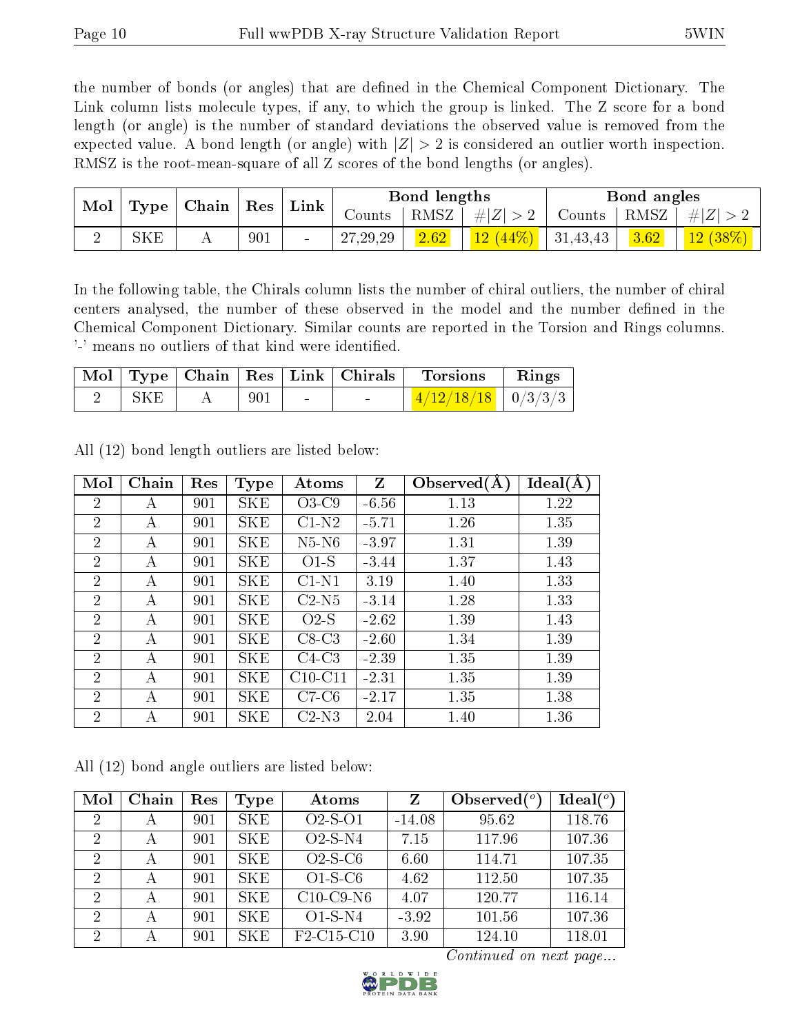the number of bonds (or angles) that are defined in the Chemical Component Dictionary. The Link column lists molecule types, if any, to which the group is linked. The Z score for a bond length (or angle) is the number of standard deviations the observed value is removed from the expected value. A bond length (or angle) with $|Z| > 2$ is considered an outlier worth inspection. RMSZ is the root-mean-square of all Z scores of the bond lengths (or angles).

| Mol | Type | Chain | Res | Link | Bond lengths | | | Bond angles | | |
|---|---|---|---|---|---|---|---|---|---|---|
| | | | | | Counts | RMSZ | $\#\|Z\| > 2$ | Counts | RMSZ | $\#\|Z\| > 2$ |
| 2 | SKE | A | 901 | - | 27,29,29 | 2.62 | 12 (44%) | 31,43,43 | 3.62 | 12 (38%) |

In the following table, the Chirals column lists the number of chiral outliers, the number of chiral centers analysed, the number of these observed in the model and the number defined in the Chemical Component Dictionary. Similar counts are reported in the Torsion and Rings columns. '-' means no outliers of that kind were identified.

| Mol | Type | Chain | Res | Link | Chirals | Torsions | Rings |
|---|---|---|---|---|---|---|---|
| 2 | SKE | A | 901 | - | - | 4/12/18/18 | 0/3/3/3 |

All (12) bond length outliers are listed below:

| Mol | Chain | Res | Type | Atoms | Z | Observed(Å) | Ideal(Å) |
|---|---|---|---|---|---|---|---|
| 2 | A | 901 | SKE | O3-C9 | -6.56 | 1.13 | 1.22 |
| 2 | A | 901 | SKE | C1-N2 | -5.71 | 1.26 | 1.35 |
| 2 | A | 901 | SKE | N5-N6 | -3.97 | 1.31 | 1.39 |
| 2 | A | 901 | SKE | O1-S | -3.44 | 1.37 | 1.43 |
| 2 | A | 901 | SKE | C1-N1 | 3.19 | 1.40 | 1.33 |
| 2 | A | 901 | SKE | C2-N5 | -3.14 | 1.28 | 1.33 |
| 2 | A | 901 | SKE | O2-S | -2.62 | 1.39 | 1.43 |
| 2 | A | 901 | SKE | C8-C3 | -2.60 | 1.34 | 1.39 |
| 2 | A | 901 | SKE | C4-C3 | -2.39 | 1.35 | 1.39 |
| 2 | A | 901 | SKE | C10-C11 | -2.31 | 1.35 | 1.39 |
| 2 | A | 901 | SKE | C7-C6 | -2.17 | 1.35 | 1.38 |
| 2 | A | 901 | SKE | C2-N3 | 2.04 | 1.40 | 1.36 |

All (12) bond angle outliers are listed below:

| Mol | Chain | Res | Type | Atoms | Z | Observed(°) | Ideal(°) |
|---|---|---|---|---|---|---|---|
| 2 | A | 901 | SKE | O2-S-O1 | -14.08 | 95.62 | 118.76 |
| 2 | A | 901 | SKE | O2-S-N4 | 7.15 | 117.96 | 107.36 |
| 2 | A | 901 | SKE | O2-S-C6 | 6.60 | 114.71 | 107.35 |
| 2 | A | 901 | SKE | O1-S-C6 | 4.62 | 112.50 | 107.35 |
| 2 | A | 901 | SKE | C10-C9-N6 | 4.07 | 120.77 | 116.14 |
| 2 | A | 901 | SKE | O1-S-N4 | -3.92 | 101.56 | 107.36 |
| 2 | A | 901 | SKE | F2-C15-C10 | 3.90 | 124.10 | 118.01 |

*Continued on next page...*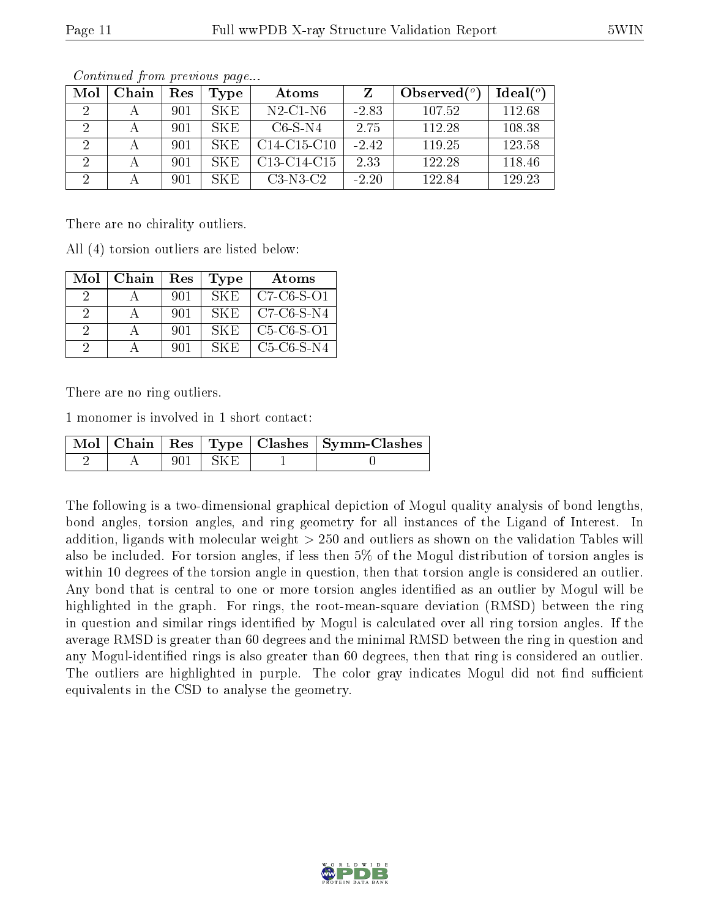*Continued from previous page...*

| Mol | Chain | Res | Type | Atoms | Z | Observed(°) | Ideal(°) |
|---|---|---|---|---|---|---|---|
| 2 | A | 901 | SKE | N2-C1-N6 | -2.83 | 107.52 | 112.68 |
| 2 | A | 901 | SKE | C6-S-N4 | 2.75 | 112.28 | 108.38 |
| 2 | A | 901 | SKE | C14-C15-C10 | -2.42 | 119.25 | 123.58 |
| 2 | A | 901 | SKE | C13-C14-C15 | 2.33 | 122.28 | 118.46 |
| 2 | A | 901 | SKE | C3-N3-C2 | -2.20 | 122.84 | 129.23 |

There are no chirality outliers.

All (4) torsion outliers are listed below:

| Mol | Chain | Res | Type | Atoms |
|---|---|---|---|---|
| 2 | A | 901 | SKE | C7-C6-S-O1 |
| 2 | A | 901 | SKE | C7-C6-S-N4 |
| 2 | A | 901 | SKE | C5-C6-S-O1 |
| 2 | A | 901 | SKE | C5-C6-S-N4 |

There are no ring outliers.

1 monomer is involved in 1 short contact:

| Mol | Chain | Res | Type | Clashes | Symm-Clashes |
|---|---|---|---|---|---|
| 2 | A | 901 | SKE | 1 | 0 |

The following is a two-dimensional graphical depiction of Mogul quality analysis of bond lengths, bond angles, torsion angles, and ring geometry for all instances of the Ligand of Interest. In addition, ligands with molecular weight > 250 and outliers as shown on the validation Tables will also be included. For torsion angles, if less then 5% of the Mogul distribution of torsion angles is within 10 degrees of the torsion angle in question, then that torsion angle is considered an outlier. Any bond that is central to one or more torsion angles identified as an outlier by Mogul will be highlighted in the graph. For rings, the root-mean-square deviation (RMSD) between the ring in question and similar rings identified by Mogul is calculated over all ring torsion angles. If the average RMSD is greater than 60 degrees and the minimal RMSD between the ring in question and any Mogul-identified rings is also greater than 60 degrees, then that ring is considered an outlier. The outliers are highlighted in purple. The color gray indicates Mogul did not find sufficient equivalents in the CSD to analyse the geometry.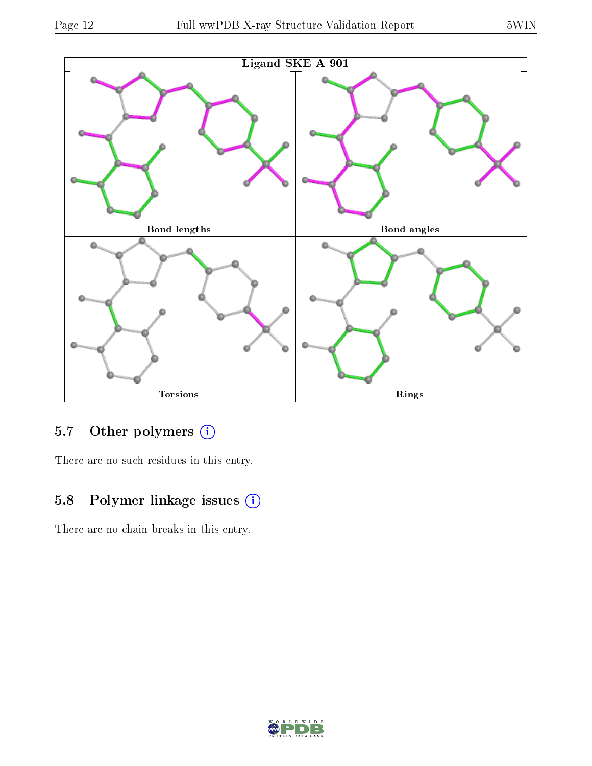Ligand SKE A 901

Bond lengths

Bond angles

Torsions

Rings

### 5.7 Other polymers (i)

There are no such residues in this entry.

### 5.8 Polymer linkage issues (i)

There are no chain breaks in this entry.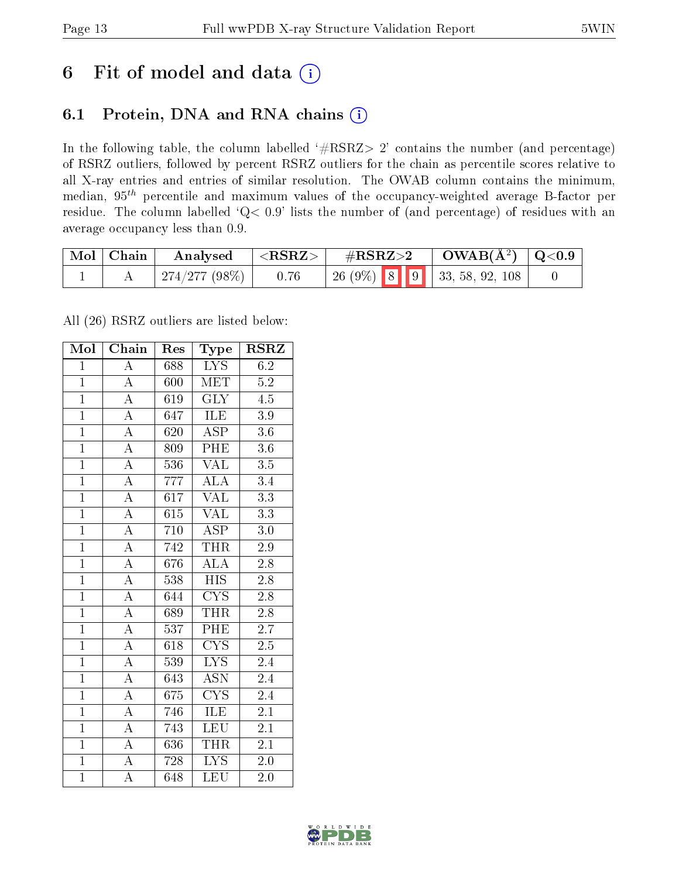# 6 Fit of model and data

## 6.1 Protein, DNA and RNA chains

In the following table, the column labelled '#RSRZ> 2' contains the number (and percentage) of RSRZ outliers, followed by percent RSRZ outliers for the chain as percentile scores relative to all X-ray entries and entries of similar resolution. The OWAB column contains the minimum, median, $95^{th}$ percentile and maximum values of the occupancy-weighted average B-factor per residue. The column labelled 'Q< 0.9' lists the number of (and percentage) of residues with an average occupancy less than 0.9.

| Mol | Chain | Analysed | <RSRZ> | #RSRZ>2 | OWAB(Å$^2$) | Q<0.9 |
|---|---|---|---|---|---|---|
| 1 | A | 274/277 (98%) | 0.76 | 26 (9%) 8 9 | 33, 58, 92, 108 | 0 |

All (26) RSRZ outliers are listed below:

| Mol | Chain | Res | Type | RSRZ |
|---|---|---|---|---|
| 1 | A | 688 | LYS | 6.2 |
| 1 | A | 600 | MET | 5.2 |
| 1 | A | 619 | GLY | 4.5 |
| 1 | A | 647 | ILE | 3.9 |
| 1 | A | 620 | ASP | 3.6 |
| 1 | A | 809 | PHE | 3.6 |
| 1 | A | 536 | VAL | 3.5 |
| 1 | A | 777 | ALA | 3.4 |
| 1 | A | 617 | VAL | 3.3 |
| 1 | A | 615 | VAL | 3.3 |
| 1 | A | 710 | ASP | 3.0 |
| 1 | A | 742 | THR | 2.9 |
| 1 | A | 676 | ALA | 2.8 |
| 1 | A | 538 | HIS | 2.8 |
| 1 | A | 644 | CYS | 2.8 |
| 1 | A | 689 | THR | 2.8 |
| 1 | A | 537 | PHE | 2.7 |
| 1 | A | 618 | CYS | 2.5 |
| 1 | A | 539 | LYS | 2.4 |
| 1 | A | 643 | ASN | 2.4 |
| 1 | A | 675 | CYS | 2.4 |
| 1 | A | 746 | ILE | 2.1 |
| 1 | A | 743 | LEU | 2.1 |
| 1 | A | 636 | THR | 2.1 |
| 1 | A | 728 | LYS | 2.0 |
| 1 | A | 648 | LEU | 2.0 |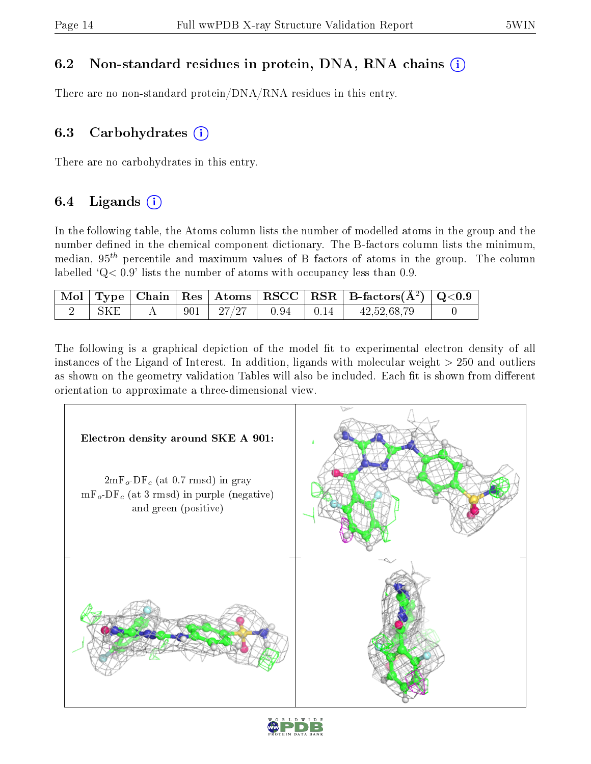### 6.2 Non-standard residues in protein, DNA, RNA chains

There are no non-standard protein/DNA/RNA residues in this entry.

### 6.3 Carbohydrates

There are no carbohydrates in this entry.

### 6.4 Ligands

In the following table, the Atoms column lists the number of modelled atoms in the group and the number defined in the chemical component dictionary. The B-factors column lists the minimum, median, $95^{th}$ percentile and maximum values of B factors of atoms in the group. The column labelled 'Q< 0.9' lists the number of atoms with occupancy less than 0.9.

| Mol | Type | Chain | Res | Atoms | RSCC | RSR | B-factors($Å^2$) | Q<0.9 |
|---|---|---|---|---|---|---|---|---|
| 2 | SKE | A | 901 | 27/27 | 0.94 | 0.14 | 42,52,68,79 | 0 |

The following is a graphical depiction of the model fit to experimental electron density of all instances of the Ligand of Interest. In addition, ligands with molecular weight > 250 and outliers as shown on the geometry validation Tables will also be included. Each fit is shown from different orientation to approximate a three-dimensional view.

**Electron density around SKE A 901:**

$2mF_o$-$DF_c$ (at 0.7 rmsd) in gray
$mF_o$-$DF_c$ (at 3 rmsd) in purple (negative) and green (positive)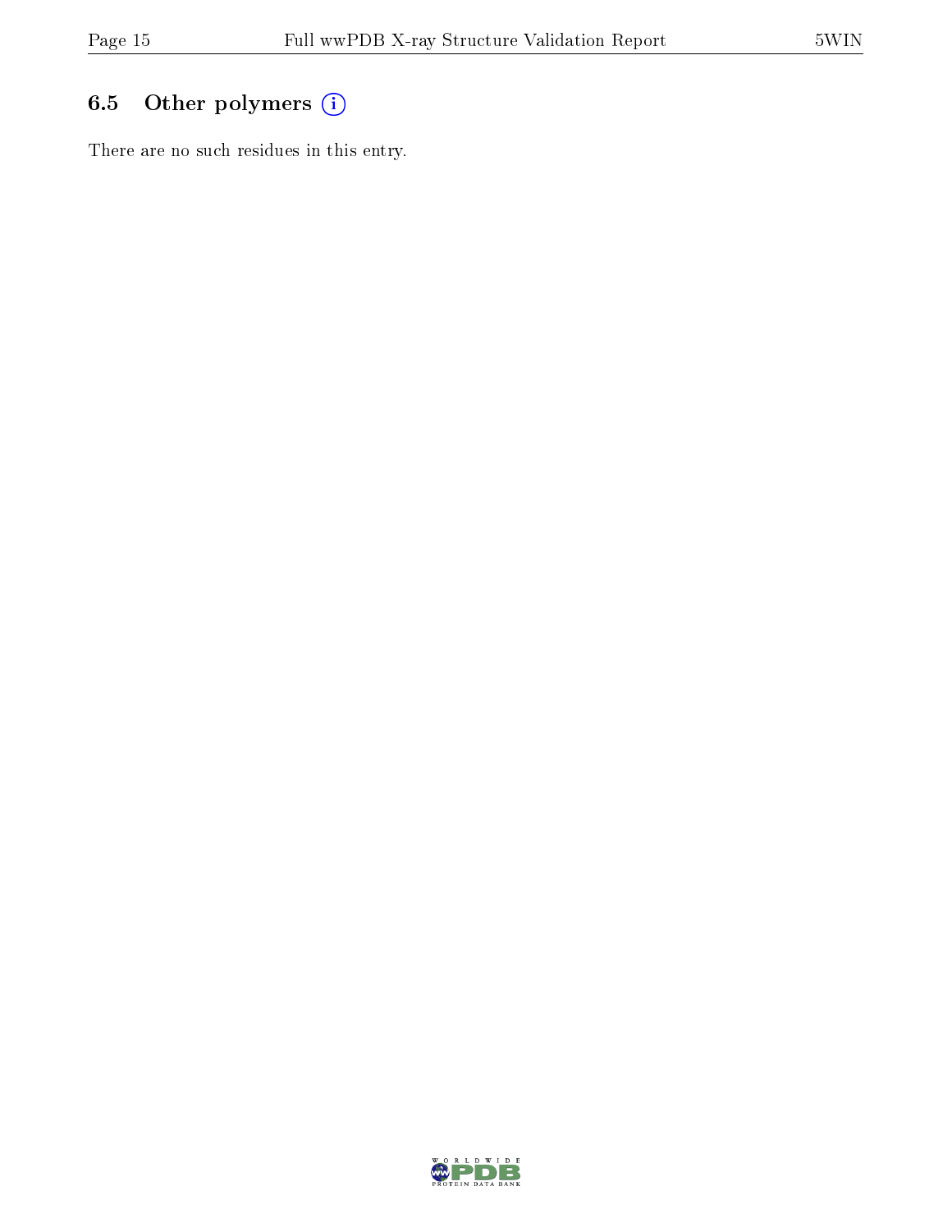## 6.5 Other polymers (i)

There are no such residues in this entry.